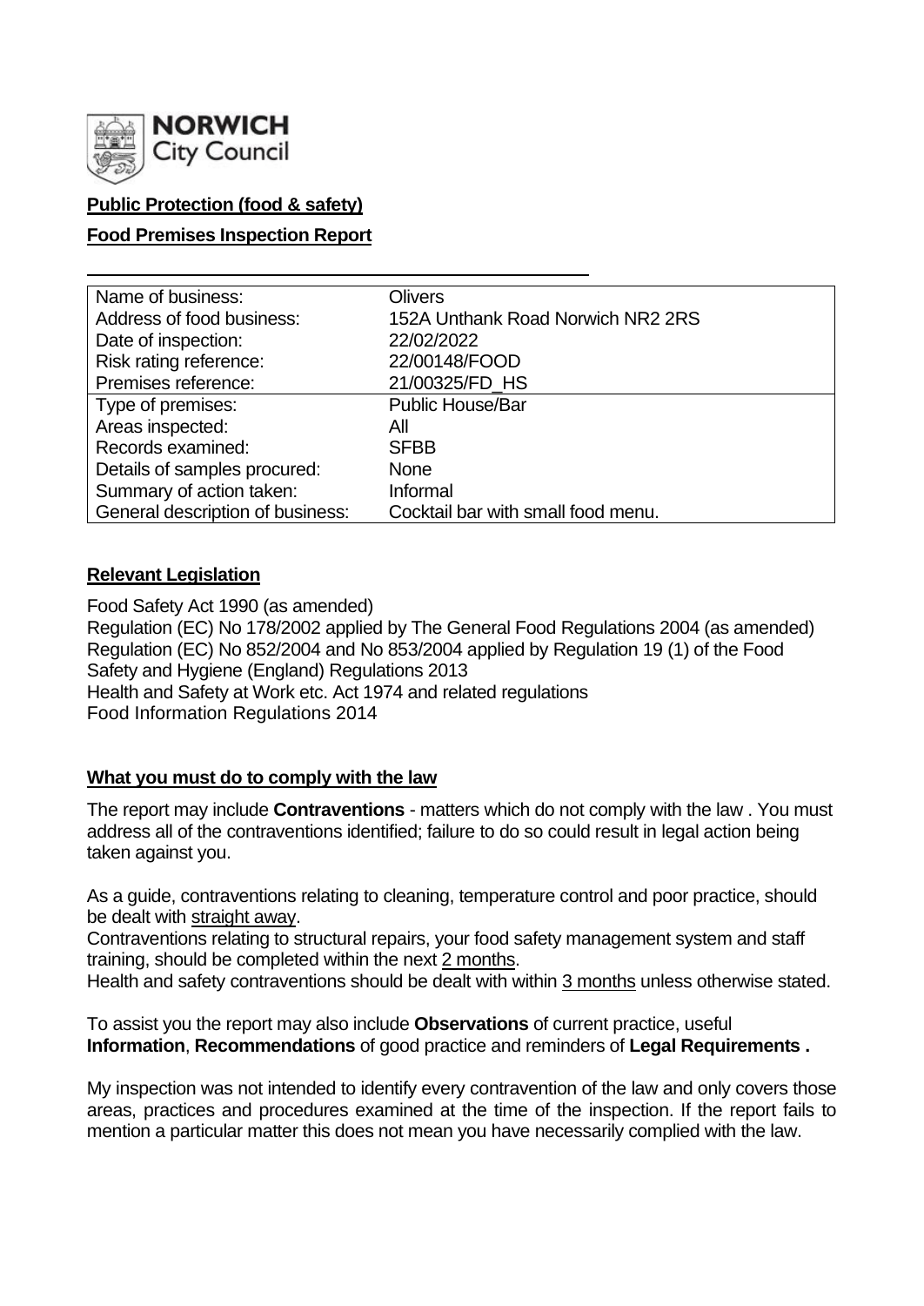NORWICH City Council

**Public Protection (food & safety)**

**Food Premises Inspection Report**

| Name of business: | Olivers |
|---|---|
| Address of food business: | 152A Unthank Road Norwich NR2 2RS |
| Date of inspection: | 22/02/2022 |
| Risk rating reference: | 22/00148/FOOD |
| Premises reference: | 21/00325/FD_HS |
| Type of premises: | Public House/Bar |
| Areas inspected: | All |
| Records examined: | SFBB |
| Details of samples procured: | None |
| Summary of action taken: | Informal |
| General description of business: | Cocktail bar with small food menu. |

**Relevant Legislation**

Food Safety Act 1990 (as amended)
Regulation (EC) No 178/2002 applied by The General Food Regulations 2004 (as amended)
Regulation (EC) No 852/2004 and No 853/2004 applied by Regulation 19 (1) of the Food Safety and Hygiene (England) Regulations 2013
Health and Safety at Work etc. Act 1974 and related regulations
Food Information Regulations 2014

**What you must do to comply with the law**

The report may include **Contraventions** - matters which do not comply with the law . You must address all of the contraventions identified; failure to do so could result in legal action being taken against you.

As a guide, contraventions relating to cleaning, temperature control and poor practice, should be dealt with straight away.
Contraventions relating to structural repairs, your food safety management system and staff training, should be completed within the next 2 months.
Health and safety contraventions should be dealt with within 3 months unless otherwise stated.

To assist you the report may also include **Observations** of current practice, useful **Information**, **Recommendations** of good practice and reminders of **Legal Requirements .**

My inspection was not intended to identify every contravention of the law and only covers those areas, practices and procedures examined at the time of the inspection. If the report fails to mention a particular matter this does not mean you have necessarily complied with the law.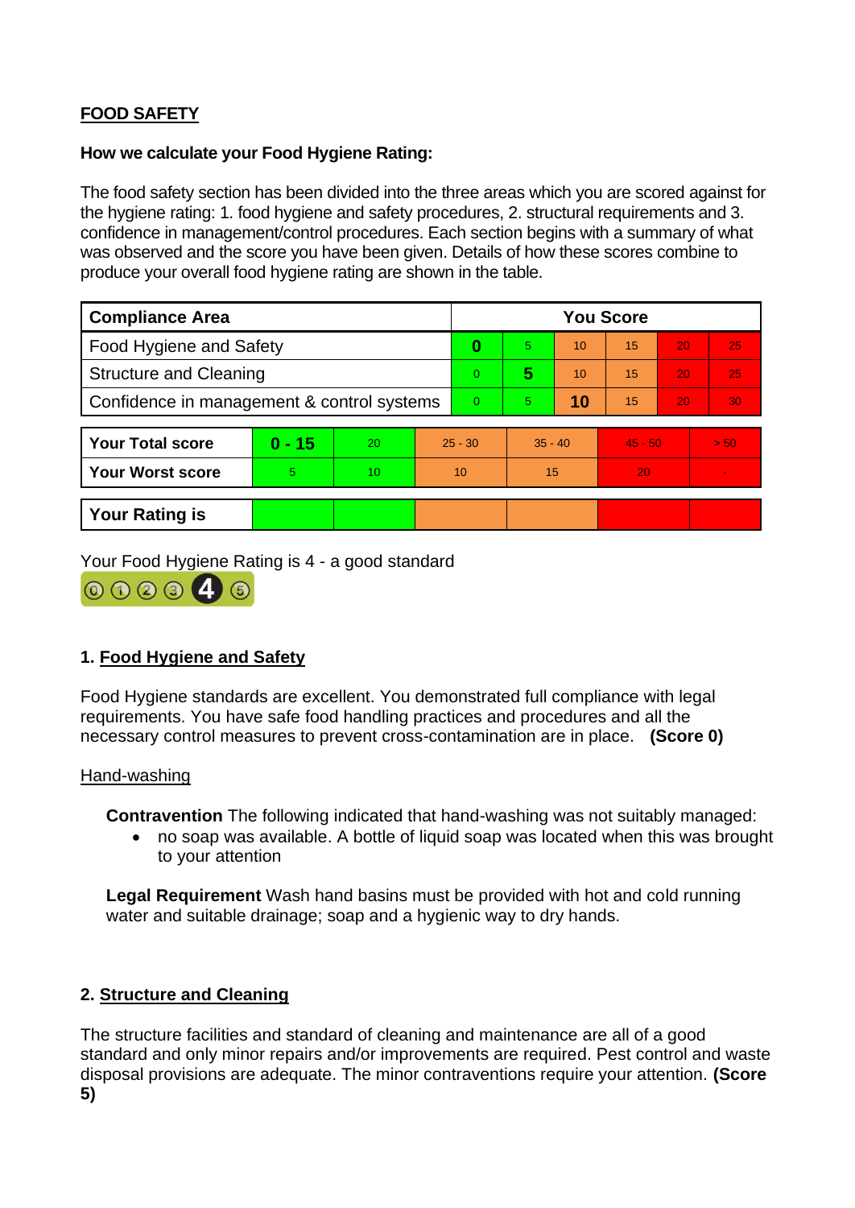**FOOD SAFETY**

**How we calculate your Food Hygiene Rating:**

The food safety section has been divided into the three areas which you are scored against for the hygiene rating: 1. food hygiene and safety procedures, 2. structural requirements and 3. confidence in management/control procedures. Each section begins with a summary of what was observed and the score you have been given. Details of how these scores combine to produce your overall food hygiene rating are shown in the table.

| Compliance Area | You Score | | | | | |
|---|---|---|---|---|---|---|
| Food Hygiene and Safety | **0** | 5 | 10 | 15 | 20 | 25 |
| Structure and Cleaning | 0 | **5** | 10 | 15 | 20 | 25 |
| Confidence in management & control systems | 0 | 5 | **10** | 15 | 20 | 30 |

| | | | | | | |
|---|---|---|---|---|---|---|
| **Your Total score** | **0 - 15** | 20 | 25 - 30 | 35 - 40 | 45 - 50 | > 50 |
| **Your Worst score** | 5 | 10 | 10 | 15 | 20 | - |
| **Your Rating is** | | | | | | |

Your Food Hygiene Rating is 4 - a good standard

## 1. Food Hygiene and Safety

Food Hygiene standards are excellent. You demonstrated full compliance with legal requirements. You have safe food handling practices and procedures and all the necessary control measures to prevent cross-contamination are in place. **(Score 0)**

Hand-washing

**Contravention** The following indicated that hand-washing was not suitably managed:

- no soap was available. A bottle of liquid soap was located when this was brought to your attention

**Legal Requirement** Wash hand basins must be provided with hot and cold running water and suitable drainage; soap and a hygienic way to dry hands.

## 2. Structure and Cleaning

The structure facilities and standard of cleaning and maintenance are all of a good standard and only minor repairs and/or improvements are required. Pest control and waste disposal provisions are adequate. The minor contraventions require your attention. **(Score 5)**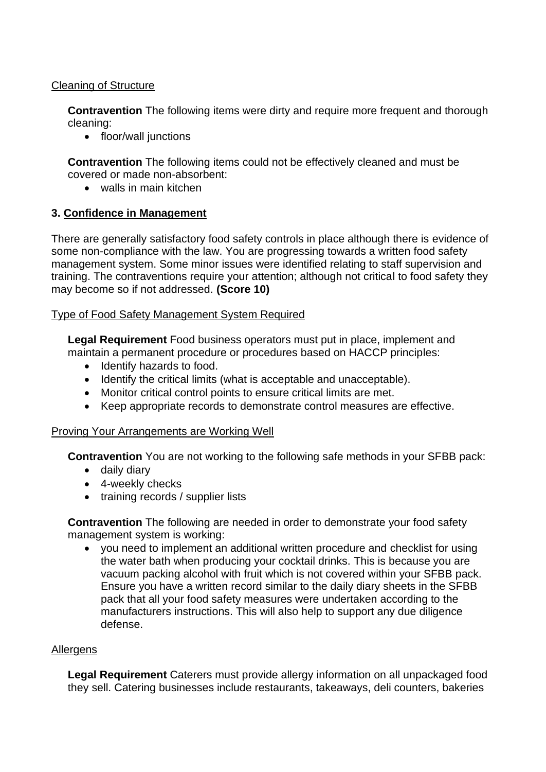Cleaning of Structure

**Contravention** The following items were dirty and require more frequent and thorough cleaning:

- floor/wall junctions

**Contravention** The following items could not be effectively cleaned and must be covered or made non-absorbent:

- walls in main kitchen

## 3. Confidence in Management

There are generally satisfactory food safety controls in place although there is evidence of some non-compliance with the law. You are progressing towards a written food safety management system. Some minor issues were identified relating to staff supervision and training. The contraventions require your attention; although not critical to food safety they may become so if not addressed. **(Score 10)**

Type of Food Safety Management System Required

**Legal Requirement** Food business operators must put in place, implement and maintain a permanent procedure or procedures based on HACCP principles:

- Identify hazards to food.
- Identify the critical limits (what is acceptable and unacceptable).
- Monitor critical control points to ensure critical limits are met.
- Keep appropriate records to demonstrate control measures are effective.

Proving Your Arrangements are Working Well

**Contravention** You are not working to the following safe methods in your SFBB pack:

- daily diary
- 4-weekly checks
- training records / supplier lists

**Contravention** The following are needed in order to demonstrate your food safety management system is working:

- you need to implement an additional written procedure and checklist for using the water bath when producing your cocktail drinks. This is because you are vacuum packing alcohol with fruit which is not covered within your SFBB pack. Ensure you have a written record similar to the daily diary sheets in the SFBB pack that all your food safety measures were undertaken according to the manufacturers instructions. This will also help to support any due diligence defense.

Allergens

**Legal Requirement** Caterers must provide allergy information on all unpackaged food they sell. Catering businesses include restaurants, takeaways, deli counters, bakeries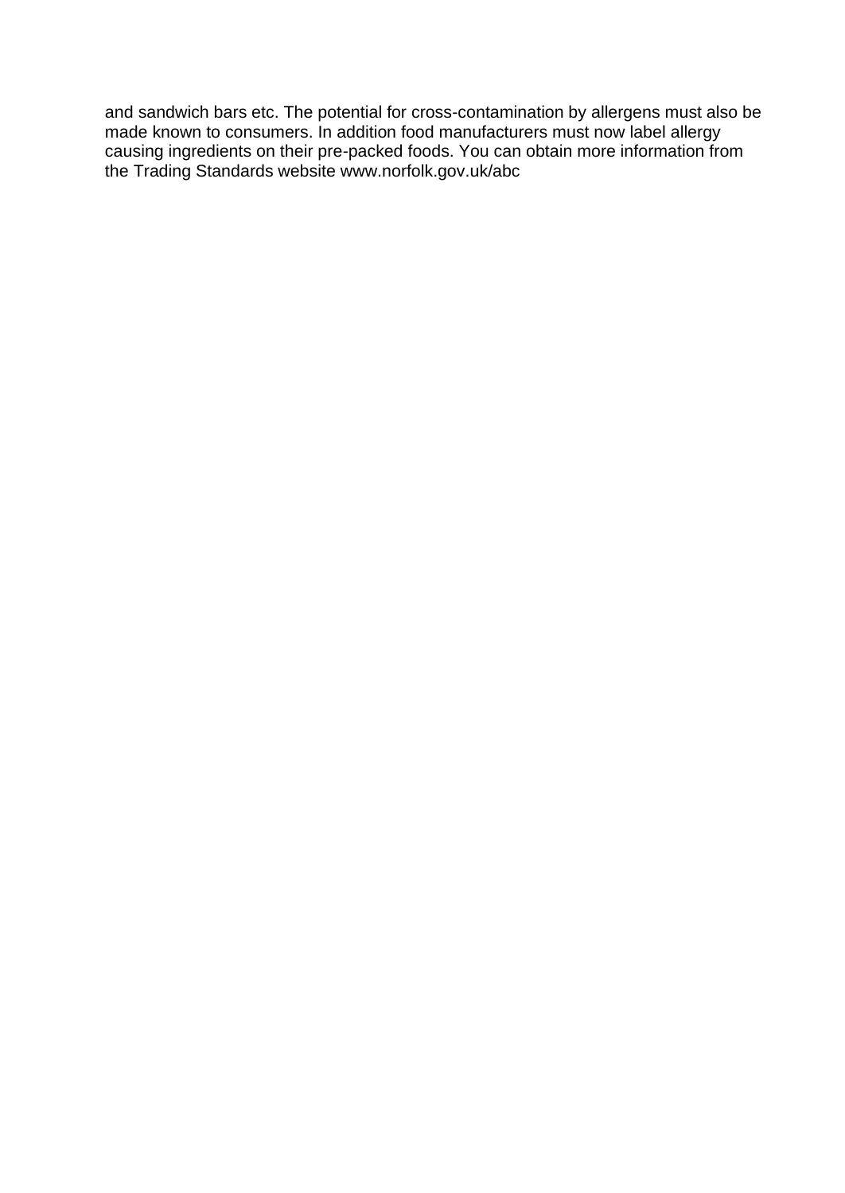and sandwich bars etc. The potential for cross-contamination by allergens must also be made known to consumers. In addition food manufacturers must now label allergy causing ingredients on their pre-packed foods. You can obtain more information from the Trading Standards website www.norfolk.gov.uk/abc